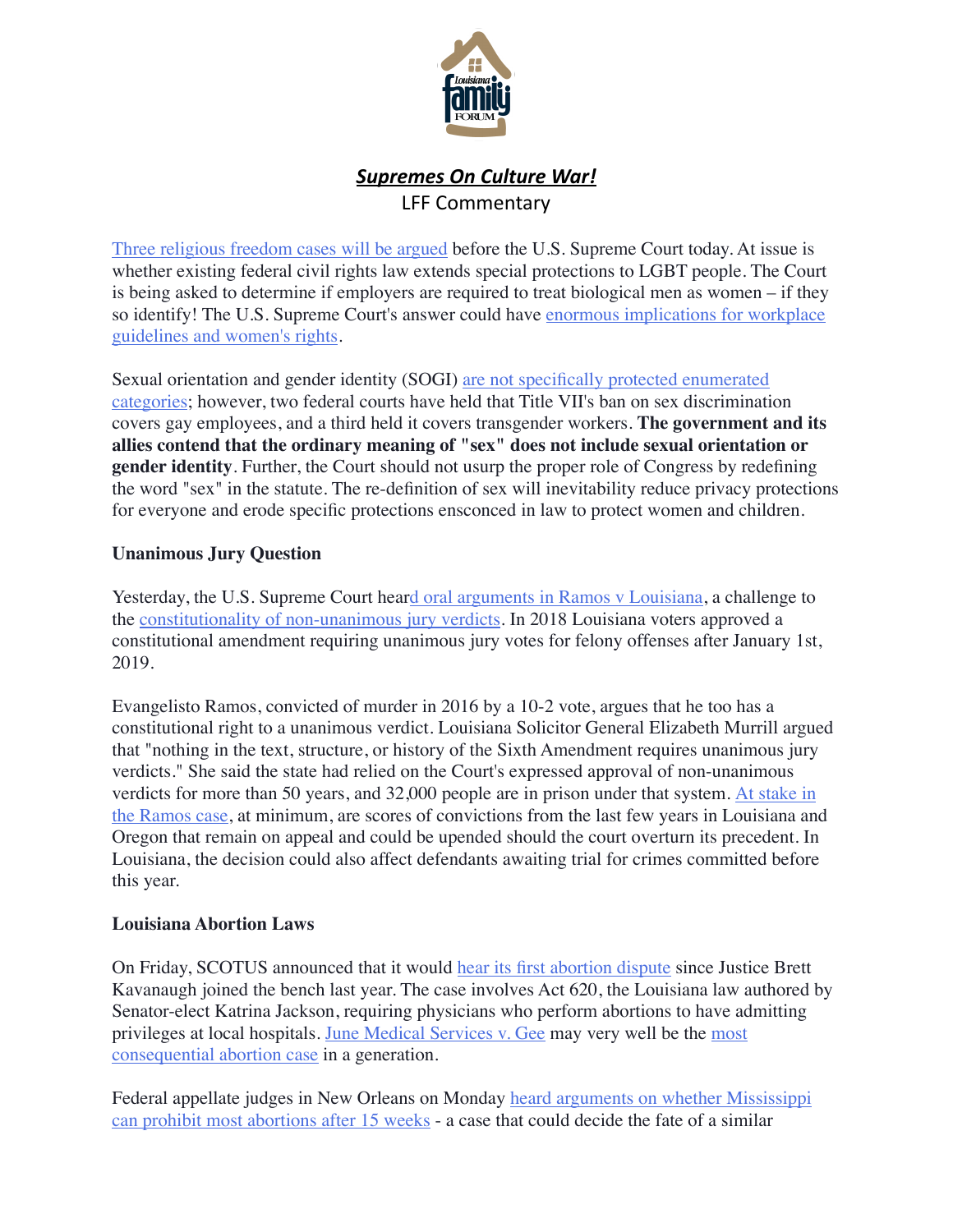# ***Supremes On Culture War!***

LFF Commentary

Three religious freedom cases will be argued before the U.S. Supreme Court today. At issue is whether existing federal civil rights law extends special protections to LGBT people. The Court is being asked to determine if employers are required to treat biological men as women – if they so identify! The U.S. Supreme Court's answer could have enormous implications for workplace guidelines and women's rights.

Sexual orientation and gender identity (SOGI) are not specifically protected enumerated categories; however, two federal courts have held that Title VII's ban on sex discrimination covers gay employees, and a third held it covers transgender workers. **The government and its allies contend that the ordinary meaning of "sex" does not include sexual orientation or gender identity**. Further, the Court should not usurp the proper role of Congress by redefining the word "sex" in the statute. The re-definition of sex will inevitability reduce privacy protections for everyone and erode specific protections ensconced in law to protect women and children.

**Unanimous Jury Question**

Yesterday, the U.S. Supreme Court heard oral arguments in Ramos v Louisiana, a challenge to the constitutionality of non-unanimous jury verdicts. In 2018 Louisiana voters approved a constitutional amendment requiring unanimous jury votes for felony offenses after January 1st, 2019.

Evangelisto Ramos, convicted of murder in 2016 by a 10-2 vote, argues that he too has a constitutional right to a unanimous verdict. Louisiana Solicitor General Elizabeth Murrill argued that "nothing in the text, structure, or history of the Sixth Amendment requires unanimous jury verdicts." She said the state had relied on the Court's expressed approval of non-unanimous verdicts for more than 50 years, and 32,000 people are in prison under that system. At stake in the Ramos case, at minimum, are scores of convictions from the last few years in Louisiana and Oregon that remain on appeal and could be upended should the court overturn its precedent. In Louisiana, the decision could also affect defendants awaiting trial for crimes committed before this year.

**Louisiana Abortion Laws**

On Friday, SCOTUS announced that it would hear its first abortion dispute since Justice Brett Kavanaugh joined the bench last year. The case involves Act 620, the Louisiana law authored by Senator-elect Katrina Jackson, requiring physicians who perform abortions to have admitting privileges at local hospitals. June Medical Services v. Gee may very well be the most consequential abortion case in a generation.

Federal appellate judges in New Orleans on Monday heard arguments on whether Mississippi can prohibit most abortions after 15 weeks - a case that could decide the fate of a similar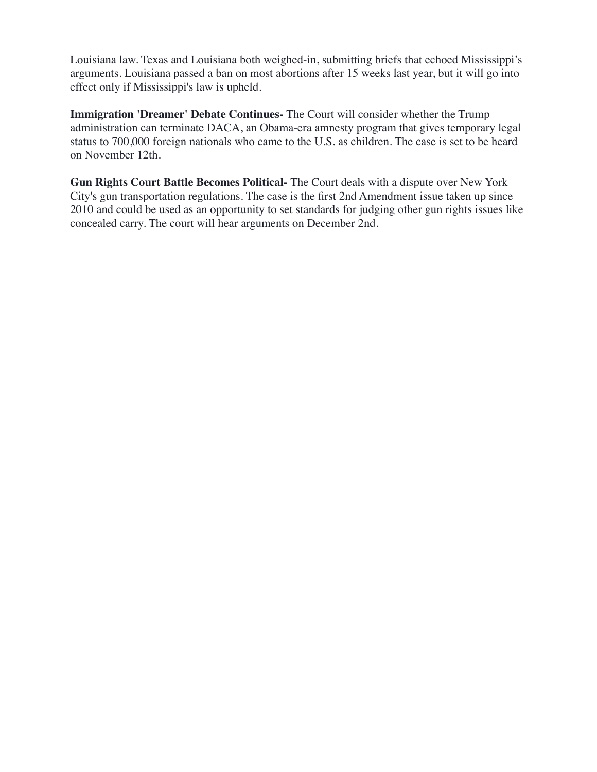Louisiana law. Texas and Louisiana both weighed-in, submitting briefs that echoed Mississippi's arguments. Louisiana passed a ban on most abortions after 15 weeks last year, but it will go into effect only if Mississippi's law is upheld.

**Immigration 'Dreamer' Debate Continues-** The Court will consider whether the Trump administration can terminate DACA, an Obama-era amnesty program that gives temporary legal status to 700,000 foreign nationals who came to the U.S. as children. The case is set to be heard on November 12th.

**Gun Rights Court Battle Becomes Political-** The Court deals with a dispute over New York City's gun transportation regulations. The case is the first 2nd Amendment issue taken up since 2010 and could be used as an opportunity to set standards for judging other gun rights issues like concealed carry. The court will hear arguments on December 2nd.